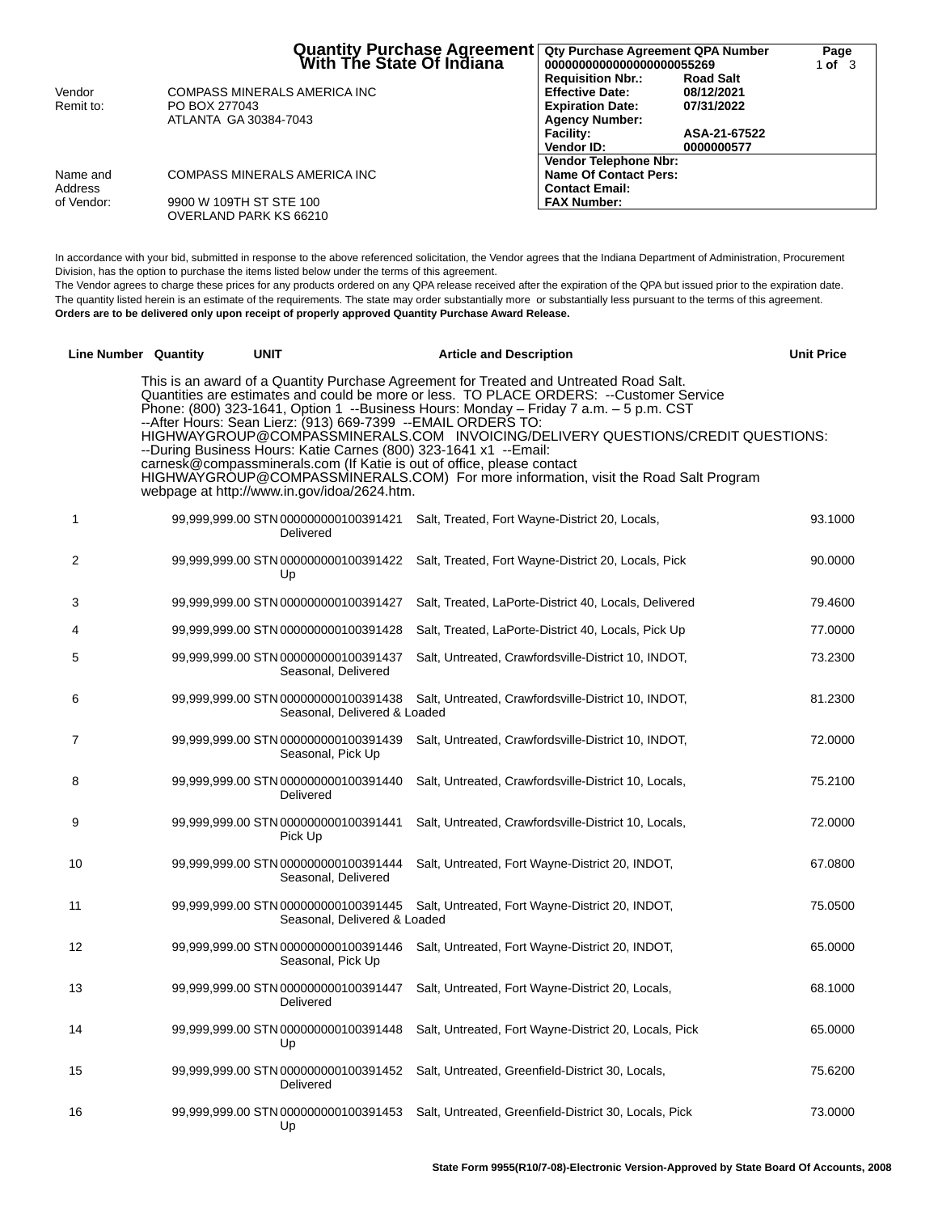# Quantity Purchase Agreement With The State Of Indiana

| Qty Purchase Agreement QPA Number | | Page |
|---|---|---|
| 0000000000000000000055269 | | 1 of 3 |
| Requisition Nbr.: | Road Salt | |
| Effective Date: | 08/12/2021 | |
| Expiration Date: | 07/31/2022 | |
| Agency Number: | | |
| Facility: | ASA-21-67522 | |
| Vendor ID: | 0000000577 | |
| Vendor Telephone Nbr: | | |
| Name Of Contact Pers: | | |
| Contact Email: | | |
| FAX Number: | | |

Vendor Remit to: COMPASS MINERALS AMERICA INC
PO BOX 277043
ATLANTA GA 30384-7043

Name and Address of Vendor: COMPASS MINERALS AMERICA INC
9900 W 109TH ST STE 100
OVERLAND PARK KS 66210

In accordance with your bid, submitted in response to the above referenced solicitation, the Vendor agrees that the Indiana Department of Administration, Procurement Division, has the option to purchase the items listed below under the terms of this agreement.
The Vendor agrees to charge these prices for any products ordered on any QPA release received after the expiration of the QPA but issued prior to the expiration date.
The quantity listed herein is an estimate of the requirements. The state may order substantially more or substantially less pursuant to the terms of this agreement.
**Orders are to be delivered only upon receipt of properly approved Quantity Purchase Award Release.**

This is an award of a Quantity Purchase Agreement for Treated and Untreated Road Salt. Quantities are estimates and could be more or less. TO PLACE ORDERS: --Customer Service Phone: (800) 323-1641, Option 1 --Business Hours: Monday – Friday 7 a.m. – 5 p.m. CST --After Hours: Sean Lierz: (913) 669-7399 --EMAIL ORDERS TO: HIGHWAYGROUP@COMPASSMINERALS.COM INVOICING/DELIVERY QUESTIONS/CREDIT QUESTIONS: --During Business Hours: Katie Carnes (800) 323-1641 x1 --Email: carnesk@compassminerals.com (If Katie is out of office, please contact HIGHWAYGROUP@COMPASSMINERALS.COM) For more information, visit the Road Salt Program webpage at http://www.in.gov/idoa/2624.htm.

| Line Number | Quantity | UNIT | Article and Description | Unit Price |
|---|---|---|---|---|
| 1 | 99,999,999.00 | STN | 000000000100391421 Salt, Treated, Fort Wayne-District 20, Locals, Delivered | 93.1000 |
| 2 | 99,999,999.00 | STN | 000000000100391422 Salt, Treated, Fort Wayne-District 20, Locals, Pick Up | 90.0000 |
| 3 | 99,999,999.00 | STN | 000000000100391427 Salt, Treated, LaPorte-District 40, Locals, Delivered | 79.4600 |
| 4 | 99,999,999.00 | STN | 000000000100391428 Salt, Treated, LaPorte-District 40, Locals, Pick Up | 77.0000 |
| 5 | 99,999,999.00 | STN | 000000000100391437 Salt, Untreated, Crawfordsville-District 10, INDOT, Seasonal, Delivered | 73.2300 |
| 6 | 99,999,999.00 | STN | 000000000100391438 Salt, Untreated, Crawfordsville-District 10, INDOT, Seasonal, Delivered & Loaded | 81.2300 |
| 7 | 99,999,999.00 | STN | 000000000100391439 Salt, Untreated, Crawfordsville-District 10, INDOT, Seasonal, Pick Up | 72.0000 |
| 8 | 99,999,999.00 | STN | 000000000100391440 Salt, Untreated, Crawfordsville-District 10, Locals, Delivered | 75.2100 |
| 9 | 99,999,999.00 | STN | 000000000100391441 Salt, Untreated, Crawfordsville-District 10, Locals, Pick Up | 72.0000 |
| 10 | 99,999,999.00 | STN | 000000000100391444 Salt, Untreated, Fort Wayne-District 20, INDOT, Seasonal, Delivered | 67.0800 |
| 11 | 99,999,999.00 | STN | 000000000100391445 Salt, Untreated, Fort Wayne-District 20, INDOT, Seasonal, Delivered & Loaded | 75.0500 |
| 12 | 99,999,999.00 | STN | 000000000100391446 Salt, Untreated, Fort Wayne-District 20, INDOT, Seasonal, Pick Up | 65.0000 |
| 13 | 99,999,999.00 | STN | 000000000100391447 Salt, Untreated, Fort Wayne-District 20, Locals, Delivered | 68.1000 |
| 14 | 99,999,999.00 | STN | 000000000100391448 Salt, Untreated, Fort Wayne-District 20, Locals, Pick Up | 65.0000 |
| 15 | 99,999,999.00 | STN | 000000000100391452 Salt, Untreated, Greenfield-District 30, Locals, Delivered | 75.6200 |
| 16 | 99,999,999.00 | STN | 000000000100391453 Salt, Untreated, Greenfield-District 30, Locals, Pick Up | 73.0000 |

State Form 9955(R10/7-08)-Electronic Version-Approved by State Board Of Accounts, 2008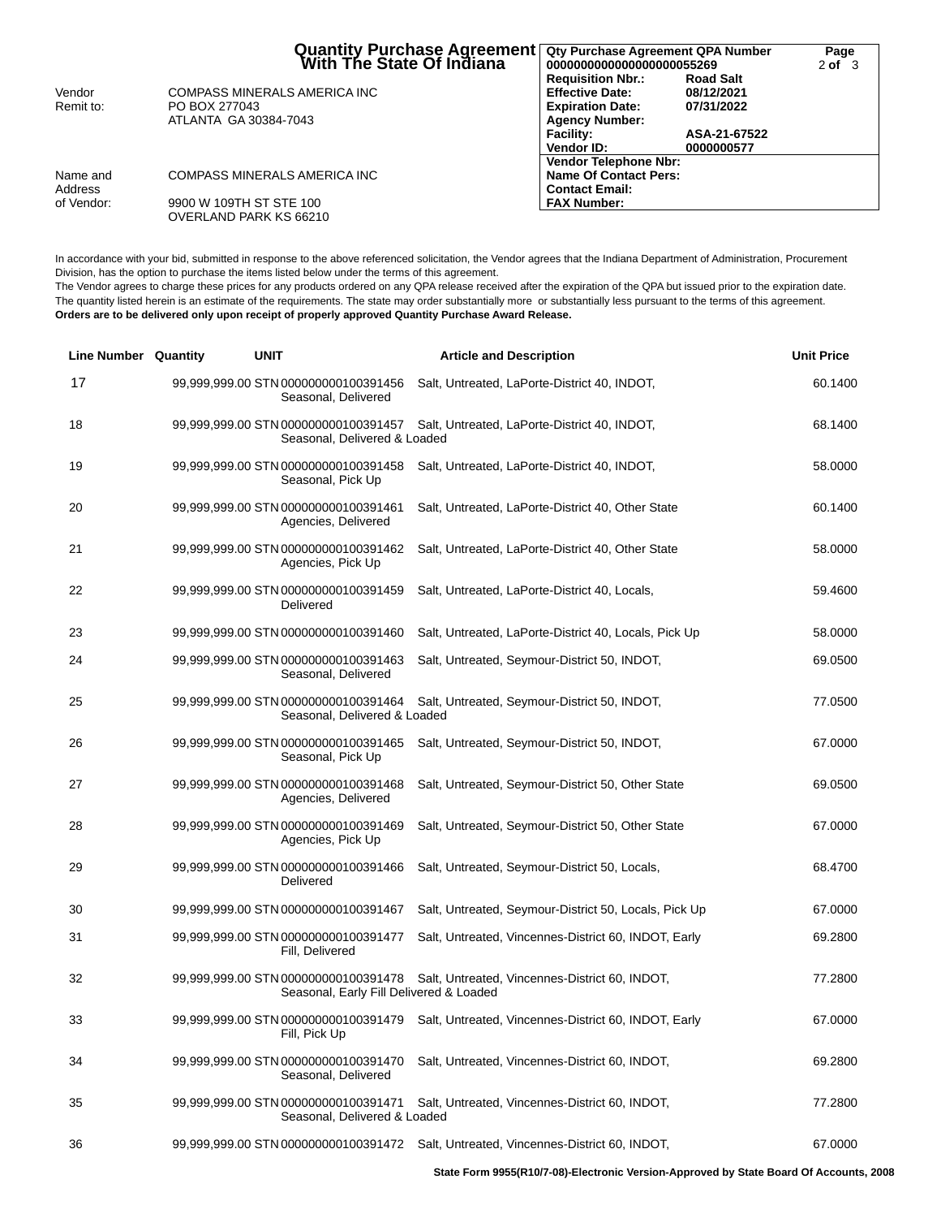# Quantity Purchase Agreement With The State Of Indiana

| | |
|---|---|
| **Qty Purchase Agreement QPA Number** | 0000000000000000000055269 |
| **Requisition Nbr.:** | Road Salt |
| **Effective Date:** | 08/12/2021 |
| **Expiration Date:** | 07/31/2022 |
| **Agency Number:** | |
| **Facility:** | ASA-21-67522 |
| **Vendor ID:** | 0000000577 |
| **Vendor Telephone Nbr:** | |
| **Name Of Contact Pers:** | |
| **Contact Email:** | |
| **FAX Number:** | |

Vendor Remit to: COMPASS MINERALS AMERICA INC
PO BOX 277043
ATLANTA GA 30384-7043

Name and Address of Vendor: COMPASS MINERALS AMERICA INC
9900 W 109TH ST STE 100
OVERLAND PARK KS 66210

In accordance with your bid, submitted in response to the above referenced solicitation, the Vendor agrees that the Indiana Department of Administration, Procurement Division, has the option to purchase the items listed below under the terms of this agreement.
The Vendor agrees to charge these prices for any products ordered on any QPA release received after the expiration of the QPA but issued prior to the expiration date.
The quantity listed herein is an estimate of the requirements. The state may order substantially more or substantially less pursuant to the terms of this agreement.
**Orders are to be delivered only upon receipt of properly approved Quantity Purchase Award Release.**

| Line Number | Quantity | UNIT | Article and Description | Unit Price |
|---|---|---|---|---|
| 17 | 99,999,999.00 | STN | 000000000100391456 Salt, Untreated, LaPorte-District 40, INDOT, Seasonal, Delivered | 60.1400 |
| 18 | 99,999,999.00 | STN | 000000000100391457 Salt, Untreated, LaPorte-District 40, INDOT, Seasonal, Delivered & Loaded | 68.1400 |
| 19 | 99,999,999.00 | STN | 000000000100391458 Salt, Untreated, LaPorte-District 40, INDOT, Seasonal, Pick Up | 58.0000 |
| 20 | 99,999,999.00 | STN | 000000000100391461 Salt, Untreated, LaPorte-District 40, Other State Agencies, Delivered | 60.1400 |
| 21 | 99,999,999.00 | STN | 000000000100391462 Salt, Untreated, LaPorte-District 40, Other State Agencies, Pick Up | 58.0000 |
| 22 | 99,999,999.00 | STN | 000000000100391459 Salt, Untreated, LaPorte-District 40, Locals, Delivered | 59.4600 |
| 23 | 99,999,999.00 | STN | 000000000100391460 Salt, Untreated, LaPorte-District 40, Locals, Pick Up | 58.0000 |
| 24 | 99,999,999.00 | STN | 000000000100391463 Salt, Untreated, Seymour-District 50, INDOT, Seasonal, Delivered | 69.0500 |
| 25 | 99,999,999.00 | STN | 000000000100391464 Salt, Untreated, Seymour-District 50, INDOT, Seasonal, Delivered & Loaded | 77.0500 |
| 26 | 99,999,999.00 | STN | 000000000100391465 Salt, Untreated, Seymour-District 50, INDOT, Seasonal, Pick Up | 67.0000 |
| 27 | 99,999,999.00 | STN | 000000000100391468 Salt, Untreated, Seymour-District 50, Other State Agencies, Delivered | 69.0500 |
| 28 | 99,999,999.00 | STN | 000000000100391469 Salt, Untreated, Seymour-District 50, Other State Agencies, Pick Up | 67.0000 |
| 29 | 99,999,999.00 | STN | 000000000100391466 Salt, Untreated, Seymour-District 50, Locals, Delivered | 68.4700 |
| 30 | 99,999,999.00 | STN | 000000000100391467 Salt, Untreated, Seymour-District 50, Locals, Pick Up | 67.0000 |
| 31 | 99,999,999.00 | STN | 000000000100391477 Salt, Untreated, Vincennes-District 60, INDOT, Early Fill, Delivered | 69.2800 |
| 32 | 99,999,999.00 | STN | 000000000100391478 Salt, Untreated, Vincennes-District 60, INDOT, Seasonal, Early Fill Delivered & Loaded | 77.2800 |
| 33 | 99,999,999.00 | STN | 000000000100391479 Salt, Untreated, Vincennes-District 60, INDOT, Early Fill, Pick Up | 67.0000 |
| 34 | 99,999,999.00 | STN | 000000000100391470 Salt, Untreated, Vincennes-District 60, INDOT, Seasonal, Delivered | 69.2800 |
| 35 | 99,999,999.00 | STN | 000000000100391471 Salt, Untreated, Vincennes-District 60, INDOT, Seasonal, Delivered & Loaded | 77.2800 |
| 36 | 99,999,999.00 | STN | 000000000100391472 Salt, Untreated, Vincennes-District 60, INDOT, | 67.0000 |

State Form 9955(R10/7-08)-Electronic Version-Approved by State Board Of Accounts, 2008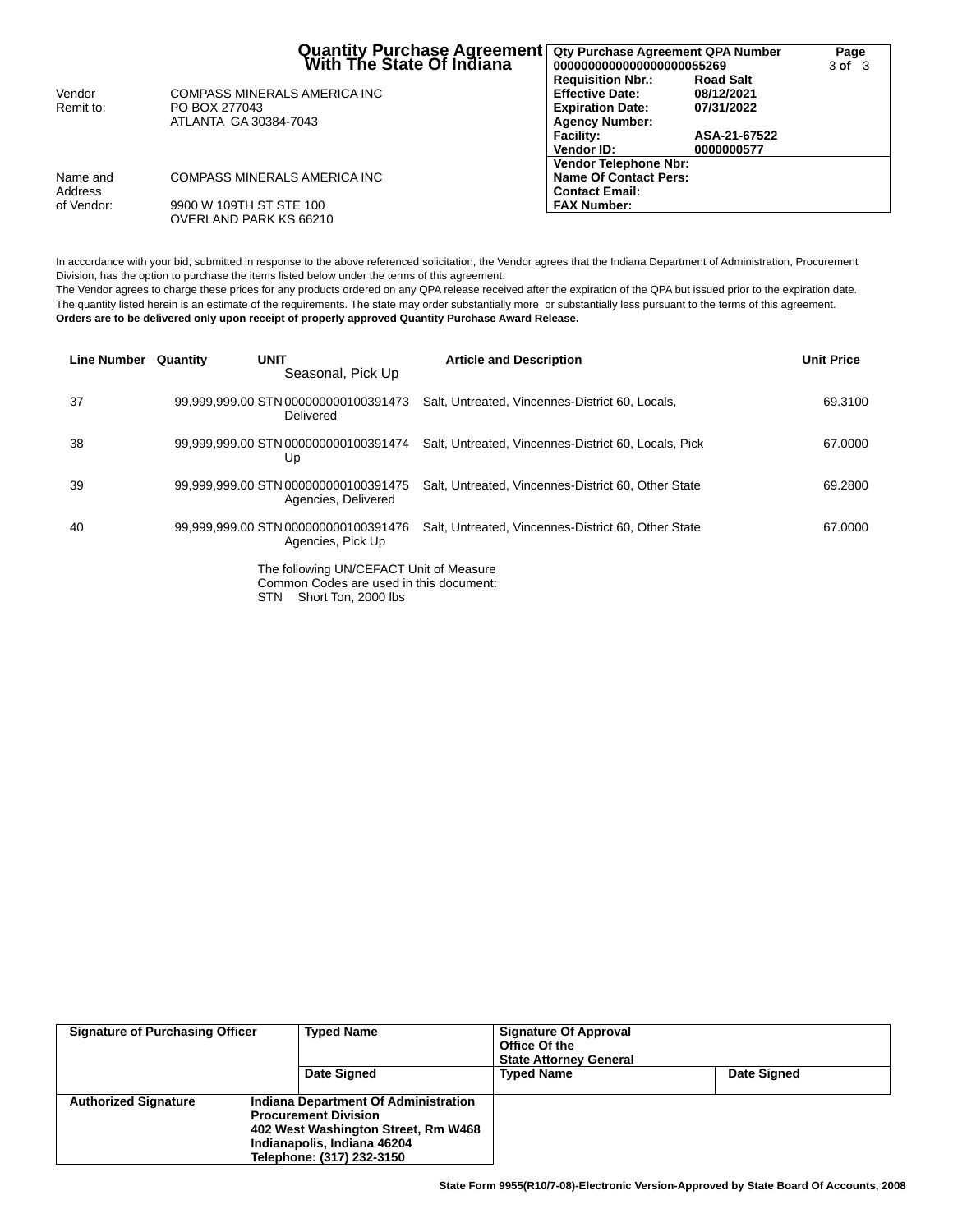# Quantity Purchase Agreement With The State Of Indiana

| | |
|---|---|
| Vendor Remit to: | COMPASS MINERALS AMERICA INC<br>PO BOX 277043<br>ATLANTA GA 30384-7043 |
| Name and Address of Vendor: | COMPASS MINERALS AMERICA INC<br>9900 W 109TH ST STE 100<br>OVERLAND PARK KS 66210 |

| Qty Purchase Agreement QPA Number | 0000000000000000000055269 |
|---|---|
| Requisition Nbr.: | Road Salt |
| Effective Date: | 08/12/2021 |
| Expiration Date: | 07/31/2022 |
| Agency Number: | |
| Facility: | ASA-21-67522 |
| Vendor ID: | 0000000577 |
| Vendor Telephone Nbr: | |
| Name Of Contact Pers: | |
| Contact Email: | |
| FAX Number: | |

In accordance with your bid, submitted in response to the above referenced solicitation, the Vendor agrees that the Indiana Department of Administration, Procurement Division, has the option to purchase the items listed below under the terms of this agreement.
The Vendor agrees to charge these prices for any products ordered on any QPA release received after the expiration of the QPA but issued prior to the expiration date.
The quantity listed herein is an estimate of the requirements. The state may order substantially more or substantially less pursuant to the terms of this agreement.
**Orders are to be delivered only upon receipt of properly approved Quantity Purchase Award Release.**

| Line Number | Quantity | UNIT | | Article and Description | Unit Price |
|---|---|---|---|---|---|
| | | | | Seasonal, Pick Up | |
| 37 | 99,999,999.00 | STN | 000000000100391473 | Salt, Untreated, Vincennes-District 60, Locals, Delivered | 69.3100 |
| 38 | 99,999,999.00 | STN | 000000000100391474 | Salt, Untreated, Vincennes-District 60, Locals, Pick Up | 67.0000 |
| 39 | 99,999,999.00 | STN | 000000000100391475 | Salt, Untreated, Vincennes-District 60, Other State Agencies, Delivered | 69.2800 |
| 40 | 99,999,999.00 | STN | 000000000100391476 | Salt, Untreated, Vincennes-District 60, Other State Agencies, Pick Up | 67.0000 |

The following UN/CEFACT Unit of Measure Common Codes are used in this document:
STN Short Ton, 2000 lbs

| Signature of Purchasing Officer | Typed Name | Signature Of Approval Office Of the State Attorney General | |
|---|---|---|---|
| | Date Signed | Typed Name | Date Signed |
| **Authorized Signature** | **Indiana Department Of Administration Procurement Division 402 West Washington Street, Rm W468 Indianapolis, Indiana 46204 Telephone: (317) 232-3150** | | |

State Form 9955(R10/7-08)-Electronic Version-Approved by State Board Of Accounts, 2008